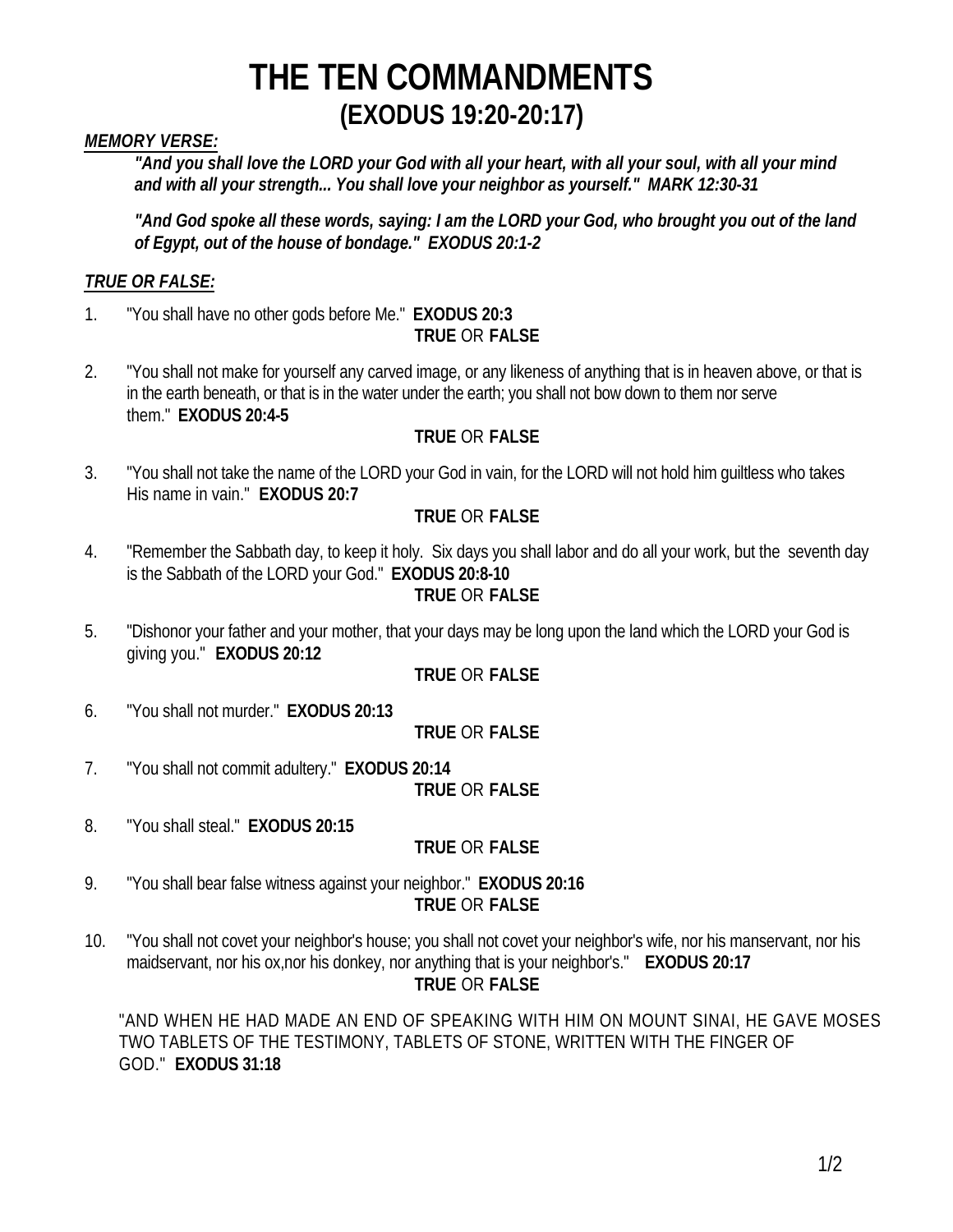# THE TEN COMMANDMENTS
## (EXODUS 19:20-20:17)

***MEMORY VERSE:***

> ***"And you shall love the LORD your God with all your heart, with all your soul, with all your mind and with all your strength... You shall love your neighbor as yourself." MARK 12:30-31***
>
> ***"And God spoke all these words, saying: I am the LORD your God, who brought you out of the land of Egypt, out of the house of bondage." EXODUS 20:1-2***

***TRUE OR FALSE:***

1. "You shall have no other gods before Me." **EXODUS 20:3**

   **TRUE** OR **FALSE**

2. "You shall not make for yourself any carved image, or any likeness of anything that is in heaven above, or that is in the earth beneath, or that is in the water under the earth; you shall not bow down to them nor serve them." **EXODUS 20:4-5**

   **TRUE** OR **FALSE**

3. "You shall not take the name of the LORD your God in vain, for the LORD will not hold him guiltless who takes His name in vain." **EXODUS 20:7**

   **TRUE** OR **FALSE**

4. "Remember the Sabbath day, to keep it holy. Six days you shall labor and do all your work, but the seventh day is the Sabbath of the LORD your God." **EXODUS 20:8-10**

   **TRUE** OR **FALSE**

5. "Dishonor your father and your mother, that your days may be long upon the land which the LORD your God is giving you." **EXODUS 20:12**

   **TRUE** OR **FALSE**

6. "You shall not murder." **EXODUS 20:13**

   **TRUE** OR **FALSE**

7. "You shall not commit adultery." **EXODUS 20:14**

   **TRUE** OR **FALSE**

8. "You shall steal." **EXODUS 20:15**

   **TRUE** OR **FALSE**

9. "You shall bear false witness against your neighbor." **EXODUS 20:16**

   **TRUE** OR **FALSE**

10. "You shall not covet your neighbor's house; you shall not covet your neighbor's wife, nor his manservant, nor his maidservant, nor his ox,nor his donkey, nor anything that is your neighbor's." **EXODUS 20:17**

    **TRUE** OR **FALSE**

"AND WHEN HE HAD MADE AN END OF SPEAKING WITH HIM ON MOUNT SINAI, HE GAVE MOSES TWO TABLETS OF THE TESTIMONY, TABLETS OF STONE, WRITTEN WITH THE FINGER OF GOD." **EXODUS 31:18**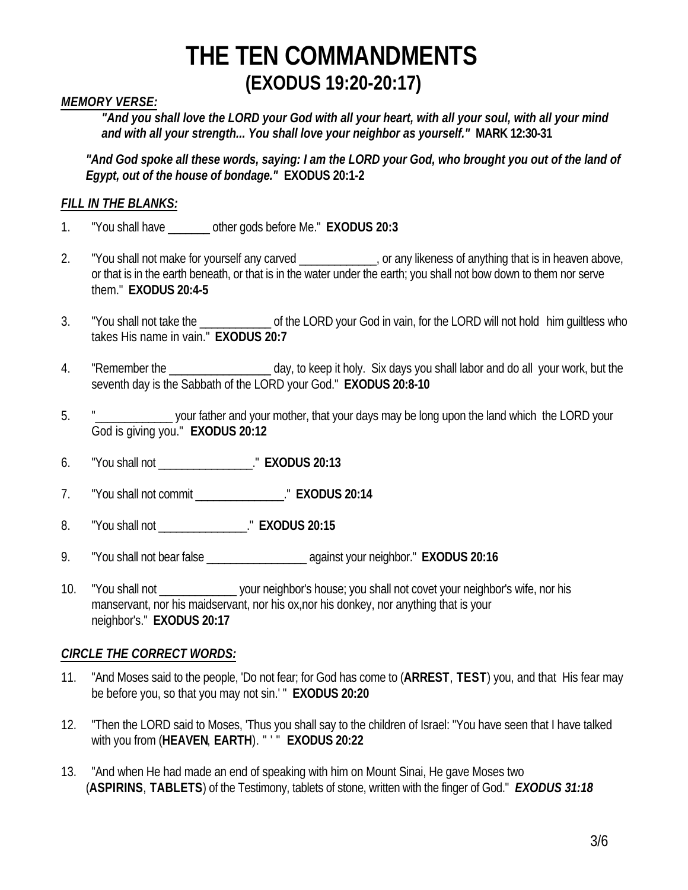# THE TEN COMMANDMENTS
## (EXODUS 19:20-20:17)

***MEMORY VERSE:***

> ***"And you shall love the LORD your God with all your heart, with all your soul, with all your mind and with all your strength... You shall love your neighbor as yourself."*** **MARK 12:30-31**

***"And God spoke all these words, saying: I am the LORD your God, who brought you out of the land of Egypt, out of the house of bondage."*** **EXODUS 20:1-2**

***FILL IN THE BLANKS:***

1. "You shall have _______ other gods before Me." **EXODUS 20:3**

2. "You shall not make for yourself any carved _____________, or any likeness of anything that is in heaven above, or that is in the earth beneath, or that is in the water under the earth; you shall not bow down to them nor serve them." **EXODUS 20:4-5**

3. "You shall not take the ____________ of the LORD your God in vain, for the LORD will not hold him guiltless who takes His name in vain." **EXODUS 20:7**

4. "Remember the _________________ day, to keep it holy. Six days you shall labor and do all your work, but the seventh day is the Sabbath of the LORD your God." **EXODUS 20:8-10**

5. "_____________ your father and your mother, that your days may be long upon the land which the LORD your God is giving you." **EXODUS 20:12**

6. "You shall not ________________." **EXODUS 20:13**

7. "You shall not commit _______________." **EXODUS 20:14**

8. "You shall not _______________." **EXODUS 20:15**

9. "You shall not bear false _________________ against your neighbor." **EXODUS 20:16**

10. "You shall not _____________ your neighbor's house; you shall not covet your neighbor's wife, nor his manservant, nor his maidservant, nor his ox,nor his donkey, nor anything that is your neighbor's." **EXODUS 20:17**

***CIRCLE THE CORRECT WORDS:***

11. "And Moses said to the people, 'Do not fear; for God has come to (**ARREST**, **TEST**) you, and that His fear may be before you, so that you may not sin.' " **EXODUS 20:20**

12. "Then the LORD said to Moses, 'Thus you shall say to the children of Israel: "You have seen that I have talked with you from (**HEAVEN**, **EARTH**). " ' " **EXODUS 20:22**

13. "And when He had made an end of speaking with him on Mount Sinai, He gave Moses two (**ASPIRINS**, **TABLETS**) of the Testimony, tablets of stone, written with the finger of God." ***EXODUS 31:18***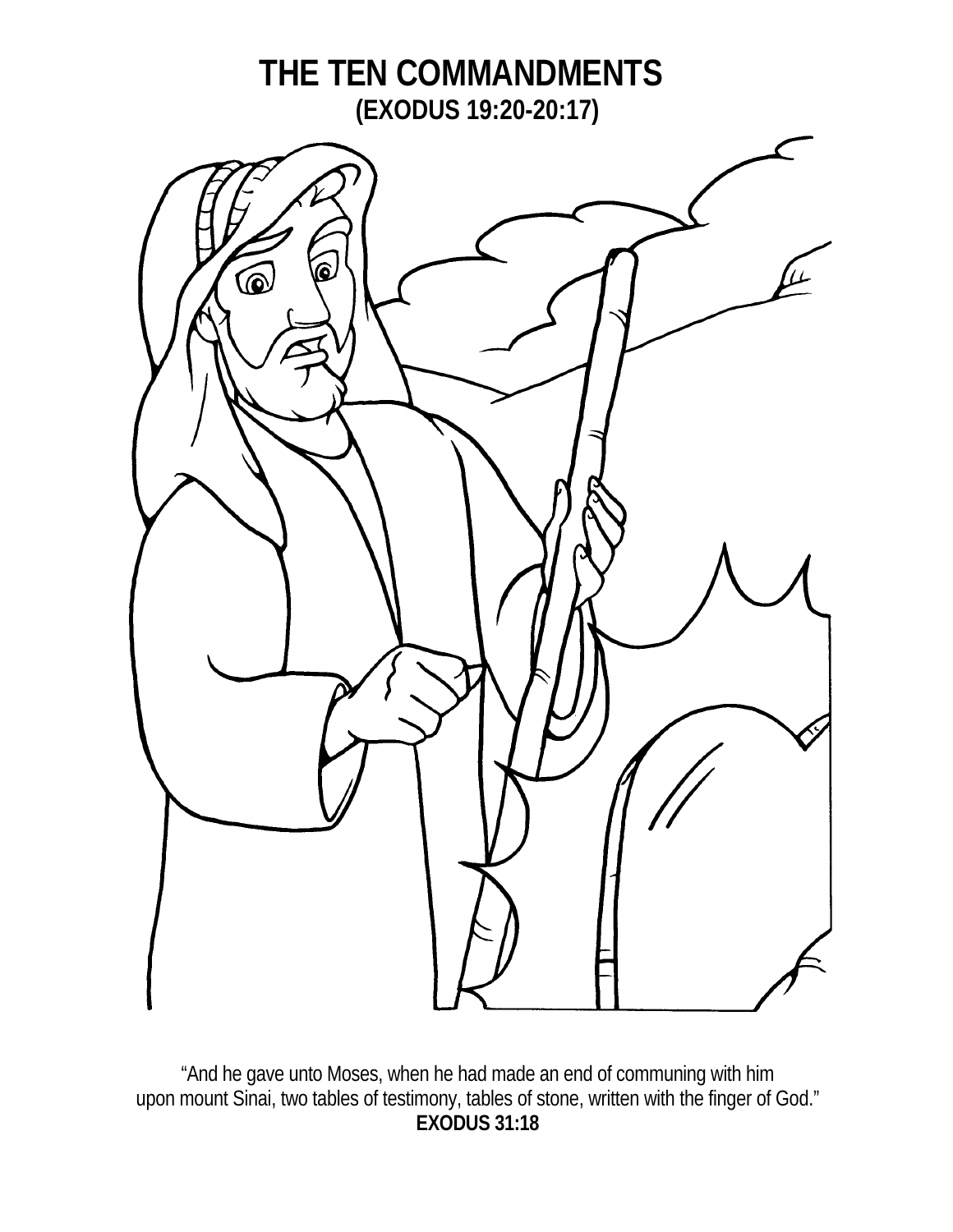# THE TEN COMMANDMENTS

## (EXODUS 19:20-20:17)

"And he gave unto Moses, when he had made an end of communing with him upon mount Sinai, two tables of testimony, tables of stone, written with the finger of God."

**EXODUS 31:18**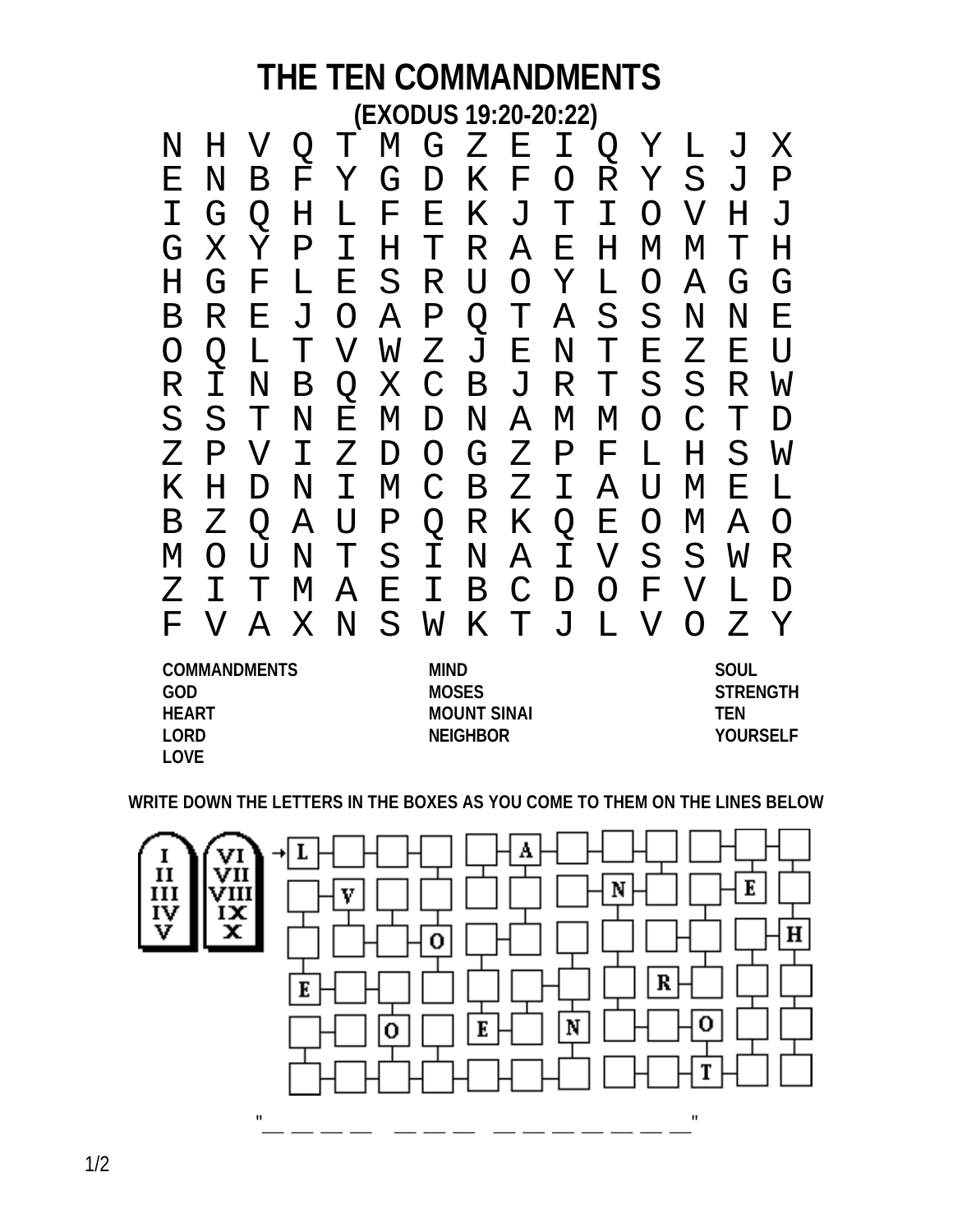# THE TEN COMMANDMENTS

**(EXODUS 19:20-20:22)**

```
N H V Q T M G Z E I Q Y L J X
E N B F Y G D K F O R Y S J P
I G Q H L F E K J T I O V H J
G X Y P I H T R A E H M M T H
H G F L E S R U O Y L O A G G
B R E J O A P Q T A S S N N E
O Q L T V W Z J E N T E Z E U
R I N B Q X C B J R T S S R W
S S T N E M D N A M M O C T D
Z P V I Z D O G Z P F L H S W
K H D N I M C B Z I A U M E L
B Z Q A U P Q R K Q E O M A O
M O U N T S I N A I V S S W R
Z I T M A E I B C D O F V L D
F V A X N S W K T J L V O Z Y
```

| | | |
|---|---|---|
| COMMANDMENTS | MIND | SOUL |
| GOD | MOSES | STRENGTH |
| HEART | MOUNT SINAI | TEN |
| LORD | NEIGHBOR | YOURSELF |
| LOVE | | |

**WRITE DOWN THE LETTERS IN THE BOXES AS YOU COME TO THEM ON THE LINES BELOW**

I II III IV V VI VII VIII IX X

→ L, A, V, N, E, O, H, E, R, O, E, N, O, T

"_ _ _ _ _ _ _ _ _ _ _ _ _ _ _ _ _"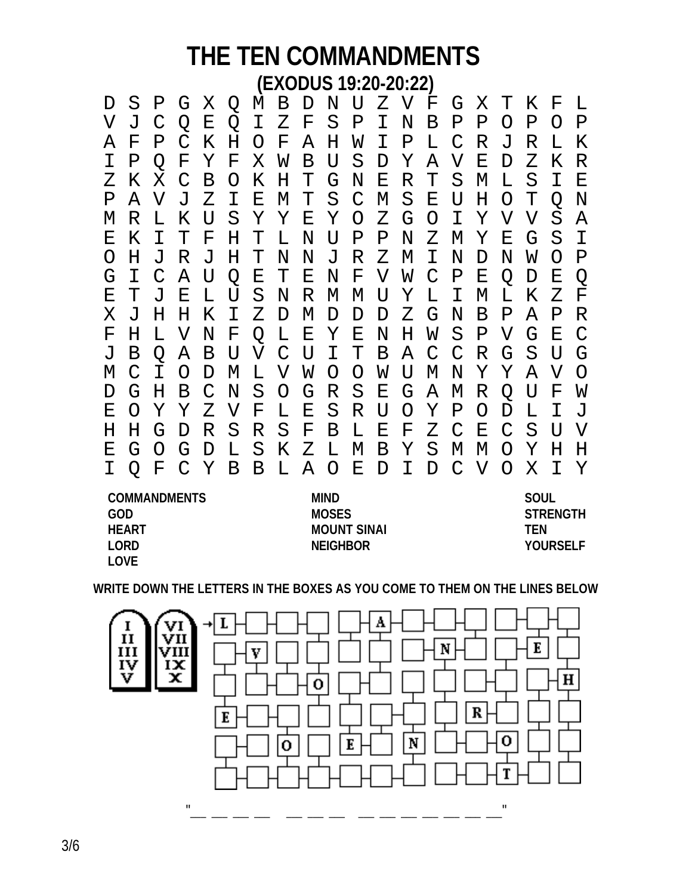# THE TEN COMMANDMENTS

## (EXODUS 19:20-20:22)

```
D S P G X Q M B D N U Z V F G X T K F L
V J C Q E Q I Z F S P I N B P P O P O P
A F P C K H O F A H W I P L C R J R L K
I P Q F Y F X W B U S D Y A V E D Z K R
Z K X C B O K H T G N E R T S M L S I E
P A V J Z I E M T S C M S E U H O T Q N
M R L K U S Y Y E Y O Z G O I Y V V S A
E K I T F H T L N U P P N Z M Y E G S I
O H J R J H T N N J R Z M I N D N W O P
G I C A U Q E T E N F V W C P E Q D E Q
E T J E L U S N R M M U Y L I M L K Z F
X J H H K I Z D M D D D Z G N B P A P R
F H L V N F Q L E Y E N H W S P V G E C
J B Q A B U V C U I T B A C C R G S U G
M C I O D M L V W O O W U M N Y Y A V O
D G H B C N S O G R S E G A M R Q U F W
E O Y Y Z V F L E S R U O Y P O D L I J
H H G D R S R S F B L E F Z C E C S U V
E G O G D L S K Z L M B Y S M M O Y H H
I Q F C Y B B L A O E D I D C V O X I Y
```

**COMMANDMENTS**
**GOD**
**HEART**
**LORD**
**LOVE**
**MIND**
**MOSES**
**MOUNT SINAI**
**NEIGHBOR**
**SOUL**
**STRENGTH**
**TEN**
**YOURSELF**

**WRITE DOWN THE LETTERS IN THE BOXES AS YOU COME TO THEM ON THE LINES BELOW**

I II III IV V — VI VII VIII IX X

→ L _ _ _ _ A _ _ _ _ _ _
_ V _ _ _ _ N _ _ E _
_ _ _ O _ _ _ _ _ _ H
E _ _ _ _ _ _ R _ _ _
_ _ O _ E N _ _ O _ _
_ _ _ _ _ _ _ _ _ T _ _

"_ _ _ _ _ _ _ _ _ _ _ _ _ _ _ _"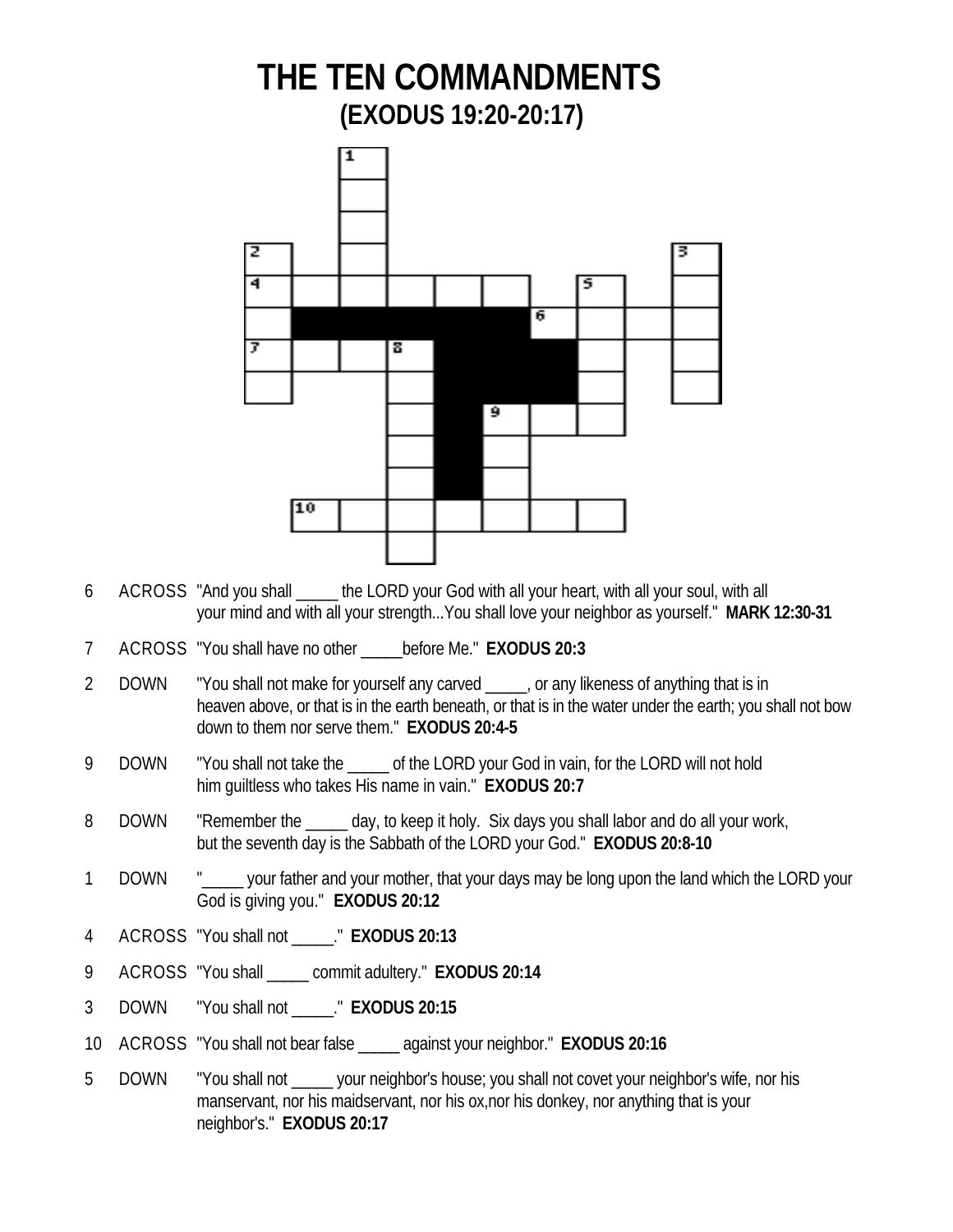# THE TEN COMMANDMENTS
## (EXODUS 19:20-20:17)

6 ACROSS "And you shall _____ the LORD your God with all your heart, with all your soul, with all your mind and with all your strength...You shall love your neighbor as yourself." **MARK 12:30-31**

7 ACROSS "You shall have no other _____before Me." **EXODUS 20:3**

2 DOWN "You shall not make for yourself any carved _____, or any likeness of anything that is in heaven above, or that is in the earth beneath, or that is in the water under the earth; you shall not bow down to them nor serve them." **EXODUS 20:4-5**

9 DOWN "You shall not take the _____ of the LORD your God in vain, for the LORD will not hold him guiltless who takes His name in vain." **EXODUS 20:7**

8 DOWN "Remember the _____ day, to keep it holy. Six days you shall labor and do all your work, but the seventh day is the Sabbath of the LORD your God." **EXODUS 20:8-10**

1 DOWN "_____ your father and your mother, that your days may be long upon the land which the LORD your God is giving you." **EXODUS 20:12**

4 ACROSS "You shall not _____." **EXODUS 20:13**

9 ACROSS "You shall _____ commit adultery." **EXODUS 20:14**

3 DOWN "You shall not _____." **EXODUS 20:15**

10 ACROSS "You shall not bear false _____ against your neighbor." **EXODUS 20:16**

5 DOWN "You shall not _____ your neighbor's house; you shall not covet your neighbor's wife, nor his manservant, nor his maidservant, nor his ox,nor his donkey, nor anything that is your neighbor's." **EXODUS 20:17**